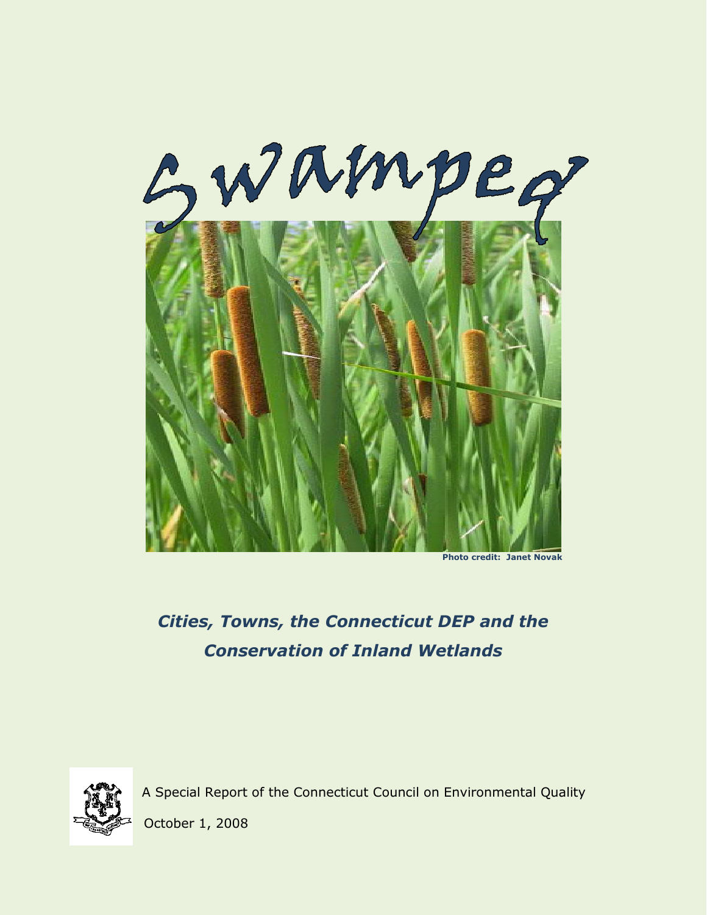# Swamped

Photo credit: Janet Novak

## *Cities, Towns, the Connecticut DEP and the Conservation of Inland Wetlands*

A Special Report of the Connecticut Council on Environmental Quality

October 1, 2008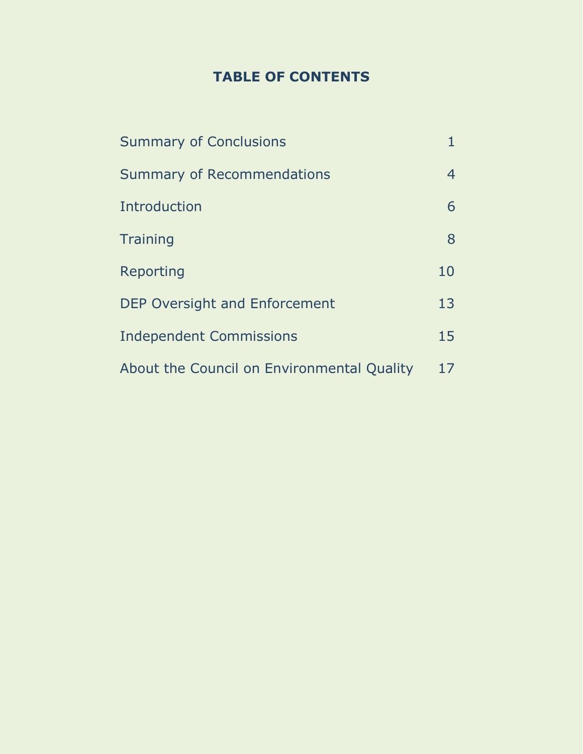# TABLE OF CONTENTS

| | |
|---|---|
| Summary of Conclusions | 1 |
| Summary of Recommendations | 4 |
| Introduction | 6 |
| Training | 8 |
| Reporting | 10 |
| DEP Oversight and Enforcement | 13 |
| Independent Commissions | 15 |
| About the Council on Environmental Quality | 17 |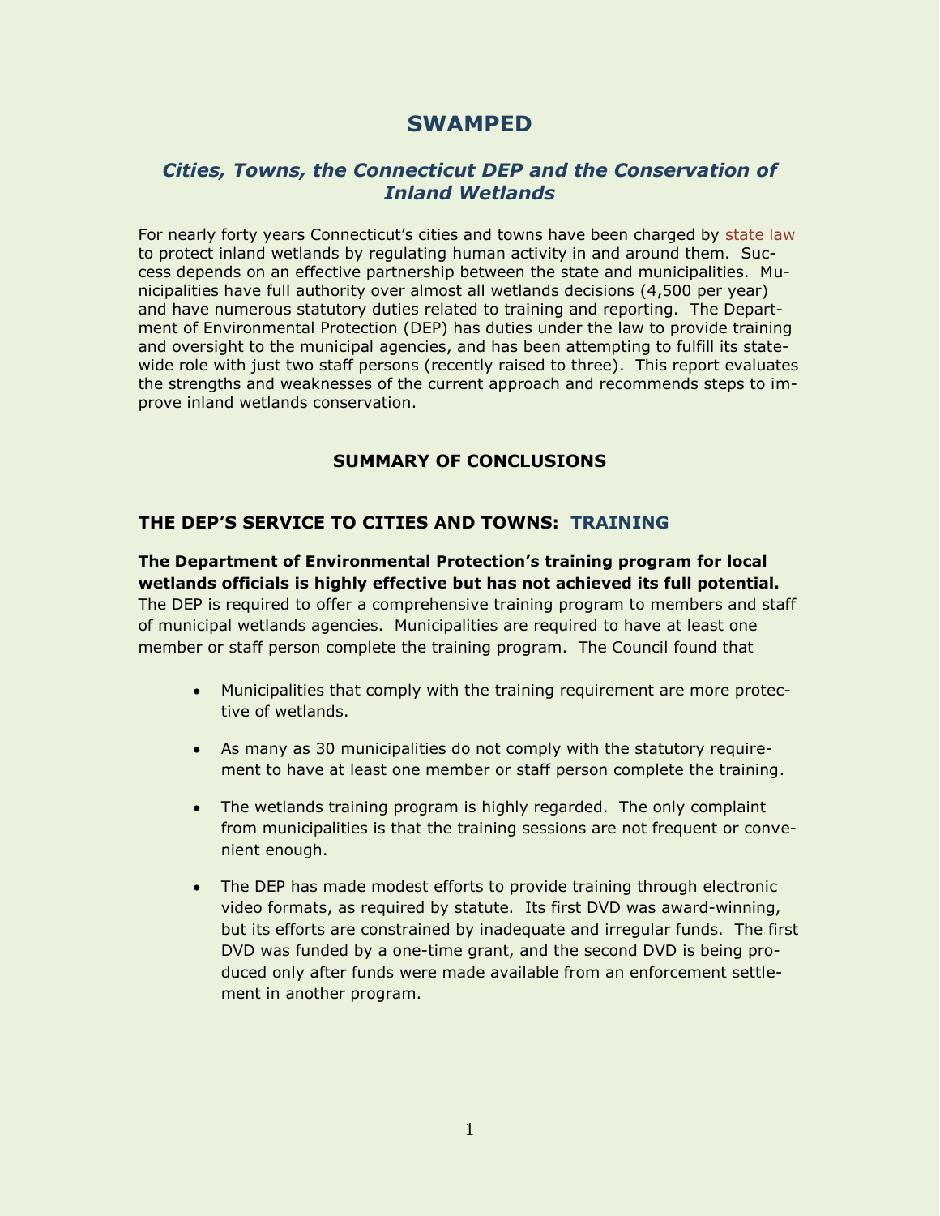# SWAMPED

## *Cities, Towns, the Connecticut DEP and the Conservation of Inland Wetlands*

For nearly forty years Connecticut's cities and towns have been charged by state law to protect inland wetlands by regulating human activity in and around them. Success depends on an effective partnership between the state and municipalities. Municipalities have full authority over almost all wetlands decisions (4,500 per year) and have numerous statutory duties related to training and reporting. The Department of Environmental Protection (DEP) has duties under the law to provide training and oversight to the municipal agencies, and has been attempting to fulfill its statewide role with just two staff persons (recently raised to three). This report evaluates the strengths and weaknesses of the current approach and recommends steps to improve inland wetlands conservation.

### SUMMARY OF CONCLUSIONS

### THE DEP'S SERVICE TO CITIES AND TOWNS: TRAINING

**The Department of Environmental Protection's training program for local wetlands officials is highly effective but has not achieved its full potential.** The DEP is required to offer a comprehensive training program to members and staff of municipal wetlands agencies. Municipalities are required to have at least one member or staff person complete the training program. The Council found that

- Municipalities that comply with the training requirement are more protective of wetlands.
- As many as 30 municipalities do not comply with the statutory requirement to have at least one member or staff person complete the training.
- The wetlands training program is highly regarded. The only complaint from municipalities is that the training sessions are not frequent or convenient enough.
- The DEP has made modest efforts to provide training through electronic video formats, as required by statute. Its first DVD was award-winning, but its efforts are constrained by inadequate and irregular funds. The first DVD was funded by a one-time grant, and the second DVD is being produced only after funds were made available from an enforcement settlement in another program.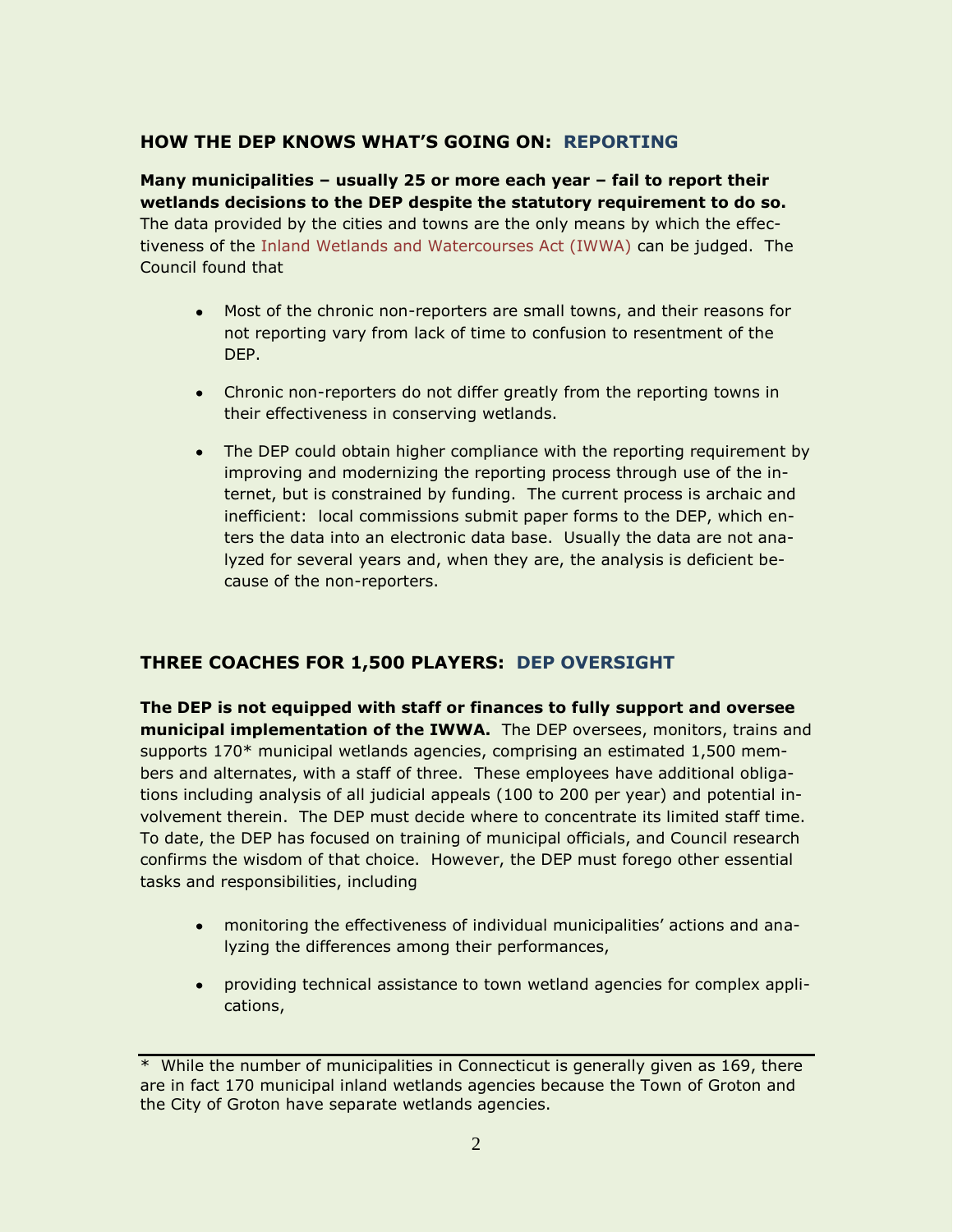## HOW THE DEP KNOWS WHAT'S GOING ON: REPORTING

**Many municipalities – usually 25 or more each year – fail to report their wetlands decisions to the DEP despite the statutory requirement to do so.** The data provided by the cities and towns are the only means by which the effectiveness of the Inland Wetlands and Watercourses Act (IWWA) can be judged. The Council found that

- Most of the chronic non-reporters are small towns, and their reasons for not reporting vary from lack of time to confusion to resentment of the DEP.
- Chronic non-reporters do not differ greatly from the reporting towns in their effectiveness in conserving wetlands.
- The DEP could obtain higher compliance with the reporting requirement by improving and modernizing the reporting process through use of the internet, but is constrained by funding. The current process is archaic and inefficient: local commissions submit paper forms to the DEP, which enters the data into an electronic data base. Usually the data are not analyzed for several years and, when they are, the analysis is deficient because of the non-reporters.

## THREE COACHES FOR 1,500 PLAYERS: DEP OVERSIGHT

**The DEP is not equipped with staff or finances to fully support and oversee municipal implementation of the IWWA.** The DEP oversees, monitors, trains and supports 170* municipal wetlands agencies, comprising an estimated 1,500 members and alternates, with a staff of three. These employees have additional obligations including analysis of all judicial appeals (100 to 200 per year) and potential involvement therein. The DEP must decide where to concentrate its limited staff time. To date, the DEP has focused on training of municipal officials, and Council research confirms the wisdom of that choice. However, the DEP must forego other essential tasks and responsibilities, including

- monitoring the effectiveness of individual municipalities' actions and analyzing the differences among their performances,
- providing technical assistance to town wetland agencies for complex applications,

---

\* While the number of municipalities in Connecticut is generally given as 169, there are in fact 170 municipal inland wetlands agencies because the Town of Groton and the City of Groton have separate wetlands agencies.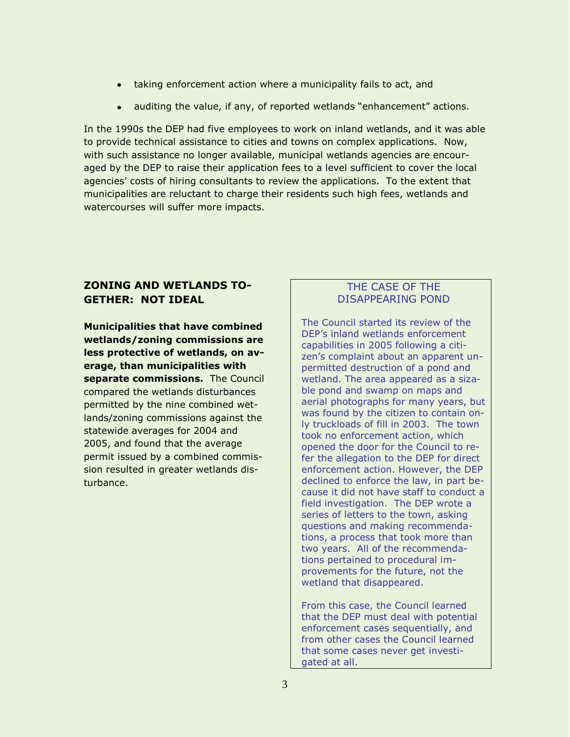- taking enforcement action where a municipality fails to act, and
- auditing the value, if any, of reported wetlands "enhancement" actions.

In the 1990s the DEP had five employees to work on inland wetlands, and it was able to provide technical assistance to cities and towns on complex applications. Now, with such assistance no longer available, municipal wetlands agencies are encouraged by the DEP to raise their application fees to a level sufficient to cover the local agencies' costs of hiring consultants to review the applications. To the extent that municipalities are reluctant to charge their residents such high fees, wetlands and watercourses will suffer more impacts.

## ZONING AND WETLANDS TOGETHER: NOT IDEAL

**Municipalities that have combined wetlands/zoning commissions are less protective of wetlands, on average, than municipalities with separate commissions.** The Council compared the wetlands disturbances permitted by the nine combined wetlands/zoning commissions against the statewide averages for 2004 and 2005, and found that the average permit issued by a combined commission resulted in greater wetlands disturbance.

### THE CASE OF THE DISAPPEARING POND

The Council started its review of the DEP's inland wetlands enforcement capabilities in 2005 following a citizen's complaint about an apparent unpermitted destruction of a pond and wetland. The area appeared as a sizable pond and swamp on maps and aerial photographs for many years, but was found by the citizen to contain only truckloads of fill in 2003. The town took no enforcement action, which opened the door for the Council to refer the allegation to the DEP for direct enforcement action. However, the DEP declined to enforce the law, in part because it did not have staff to conduct a field investigation. The DEP wrote a series of letters to the town, asking questions and making recommendations, a process that took more than two years. All of the recommendations pertained to procedural improvements for the future, not the wetland that disappeared.

From this case, the Council learned that the DEP must deal with potential enforcement cases sequentially, and from other cases the Council learned that some cases never get investigated at all.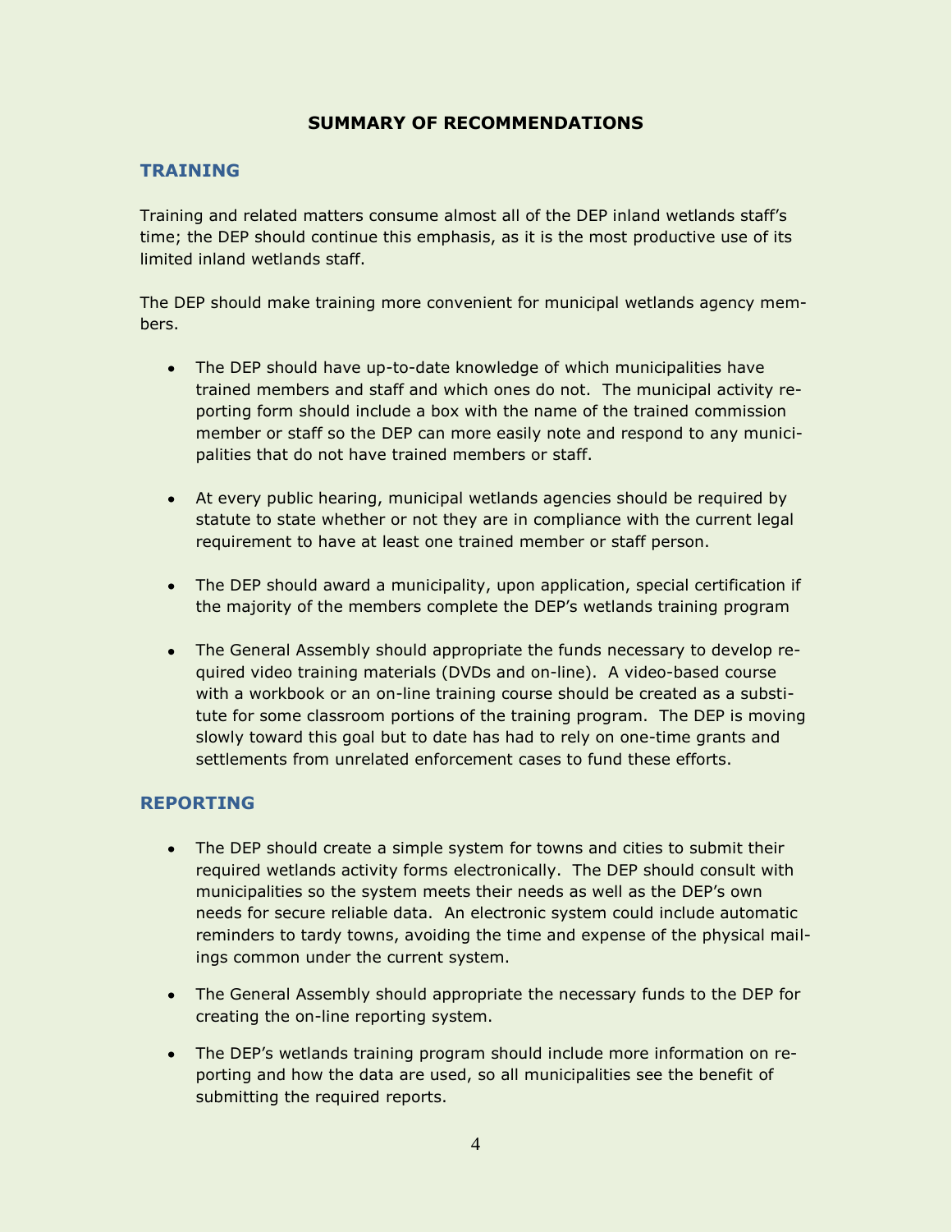# SUMMARY OF RECOMMENDATIONS

## TRAINING

Training and related matters consume almost all of the DEP inland wetlands staff's time; the DEP should continue this emphasis, as it is the most productive use of its limited inland wetlands staff.

The DEP should make training more convenient for municipal wetlands agency members.

- The DEP should have up-to-date knowledge of which municipalities have trained members and staff and which ones do not. The municipal activity reporting form should include a box with the name of the trained commission member or staff so the DEP can more easily note and respond to any municipalities that do not have trained members or staff.
- At every public hearing, municipal wetlands agencies should be required by statute to state whether or not they are in compliance with the current legal requirement to have at least one trained member or staff person.
- The DEP should award a municipality, upon application, special certification if the majority of the members complete the DEP's wetlands training program
- The General Assembly should appropriate the funds necessary to develop required video training materials (DVDs and on-line). A video-based course with a workbook or an on-line training course should be created as a substitute for some classroom portions of the training program. The DEP is moving slowly toward this goal but to date has had to rely on one-time grants and settlements from unrelated enforcement cases to fund these efforts.

## REPORTING

- The DEP should create a simple system for towns and cities to submit their required wetlands activity forms electronically. The DEP should consult with municipalities so the system meets their needs as well as the DEP's own needs for secure reliable data. An electronic system could include automatic reminders to tardy towns, avoiding the time and expense of the physical mailings common under the current system.
- The General Assembly should appropriate the necessary funds to the DEP for creating the on-line reporting system.
- The DEP's wetlands training program should include more information on reporting and how the data are used, so all municipalities see the benefit of submitting the required reports.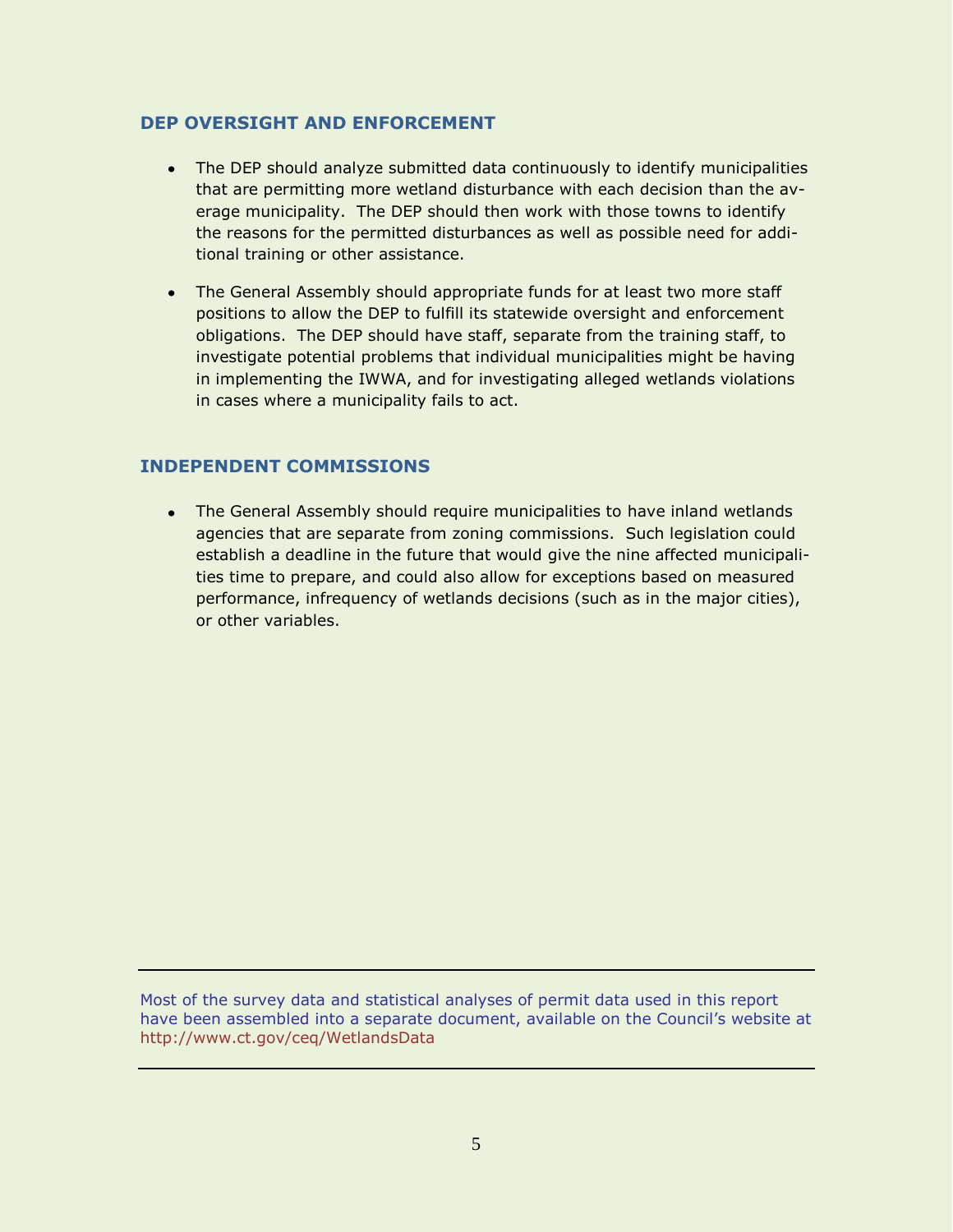### DEP OVERSIGHT AND ENFORCEMENT

- The DEP should analyze submitted data continuously to identify municipalities that are permitting more wetland disturbance with each decision than the average municipality. The DEP should then work with those towns to identify the reasons for the permitted disturbances as well as possible need for additional training or other assistance.
- The General Assembly should appropriate funds for at least two more staff positions to allow the DEP to fulfill its statewide oversight and enforcement obligations. The DEP should have staff, separate from the training staff, to investigate potential problems that individual municipalities might be having in implementing the IWWA, and for investigating alleged wetlands violations in cases where a municipality fails to act.

### INDEPENDENT COMMISSIONS

- The General Assembly should require municipalities to have inland wetlands agencies that are separate from zoning commissions. Such legislation could establish a deadline in the future that would give the nine affected municipalities time to prepare, and could also allow for exceptions based on measured performance, infrequency of wetlands decisions (such as in the major cities), or other variables.

---

Most of the survey data and statistical analyses of permit data used in this report have been assembled into a separate document, available on the Council's website at http://www.ct.gov/ceq/WetlandsData

---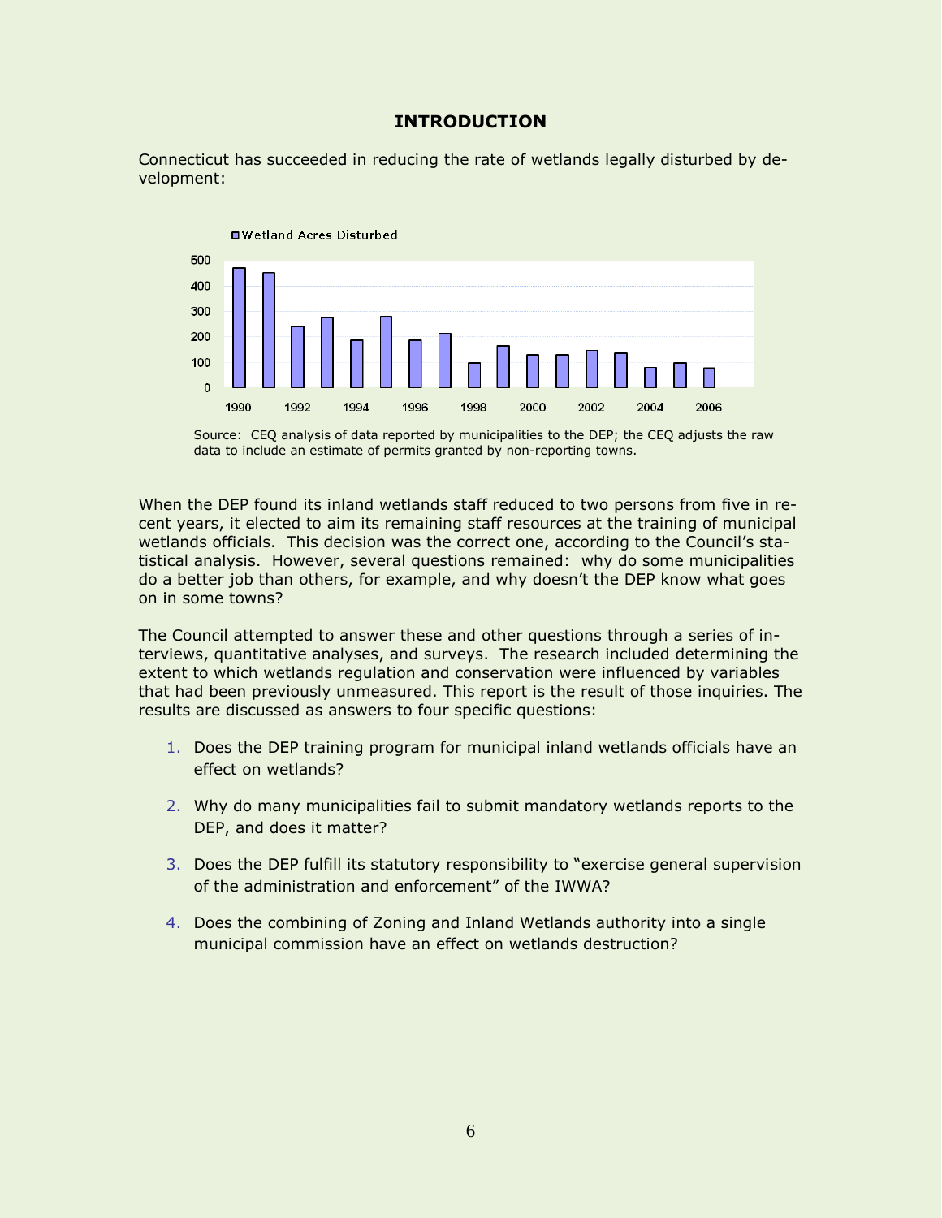# INTRODUCTION

Connecticut has succeeded in reducing the rate of wetlands legally disturbed by development:

Source: CEQ analysis of data reported by municipalities to the DEP; the CEQ adjusts the raw data to include an estimate of permits granted by non-reporting towns.

When the DEP found its inland wetlands staff reduced to two persons from five in recent years, it elected to aim its remaining staff resources at the training of municipal wetlands officials. This decision was the correct one, according to the Council's statistical analysis. However, several questions remained: why do some municipalities do a better job than others, for example, and why doesn't the DEP know what goes on in some towns?

The Council attempted to answer these and other questions through a series of interviews, quantitative analyses, and surveys. The research included determining the extent to which wetlands regulation and conservation were influenced by variables that had been previously unmeasured. This report is the result of those inquiries. The results are discussed as answers to four specific questions:

1. Does the DEP training program for municipal inland wetlands officials have an effect on wetlands?
2. Why do many municipalities fail to submit mandatory wetlands reports to the DEP, and does it matter?
3. Does the DEP fulfill its statutory responsibility to "exercise general supervision of the administration and enforcement" of the IWWA?
4. Does the combining of Zoning and Inland Wetlands authority into a single municipal commission have an effect on wetlands destruction?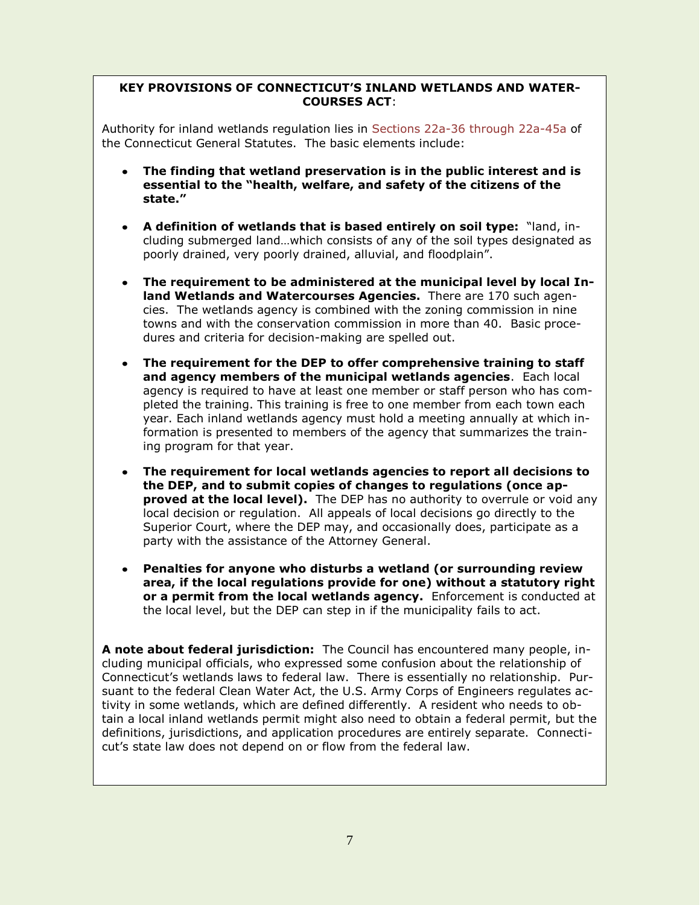**KEY PROVISIONS OF CONNECTICUT'S INLAND WETLANDS AND WATERCOURSES ACT**:

Authority for inland wetlands regulation lies in Sections 22a-36 through 22a-45a of the Connecticut General Statutes. The basic elements include:

- **The finding that wetland preservation is in the public interest and is essential to the "health, welfare, and safety of the citizens of the state."**
- **A definition of wetlands that is based entirely on soil type:** "land, including submerged land…which consists of any of the soil types designated as poorly drained, very poorly drained, alluvial, and floodplain".
- **The requirement to be administered at the municipal level by local Inland Wetlands and Watercourses Agencies.** There are 170 such agencies. The wetlands agency is combined with the zoning commission in nine towns and with the conservation commission in more than 40. Basic procedures and criteria for decision-making are spelled out.
- **The requirement for the DEP to offer comprehensive training to staff and agency members of the municipal wetlands agencies**. Each local agency is required to have at least one member or staff person who has completed the training. This training is free to one member from each town each year. Each inland wetlands agency must hold a meeting annually at which information is presented to members of the agency that summarizes the training program for that year.
- **The requirement for local wetlands agencies to report all decisions to the DEP, and to submit copies of changes to regulations (once approved at the local level).** The DEP has no authority to overrule or void any local decision or regulation. All appeals of local decisions go directly to the Superior Court, where the DEP may, and occasionally does, participate as a party with the assistance of the Attorney General.
- **Penalties for anyone who disturbs a wetland (or surrounding review area, if the local regulations provide for one) without a statutory right or a permit from the local wetlands agency.** Enforcement is conducted at the local level, but the DEP can step in if the municipality fails to act.

**A note about federal jurisdiction:** The Council has encountered many people, including municipal officials, who expressed some confusion about the relationship of Connecticut's wetlands laws to federal law. There is essentially no relationship. Pursuant to the federal Clean Water Act, the U.S. Army Corps of Engineers regulates activity in some wetlands, which are defined differently. A resident who needs to obtain a local inland wetlands permit might also need to obtain a federal permit, but the definitions, jurisdictions, and application procedures are entirely separate. Connecticut's state law does not depend on or flow from the federal law.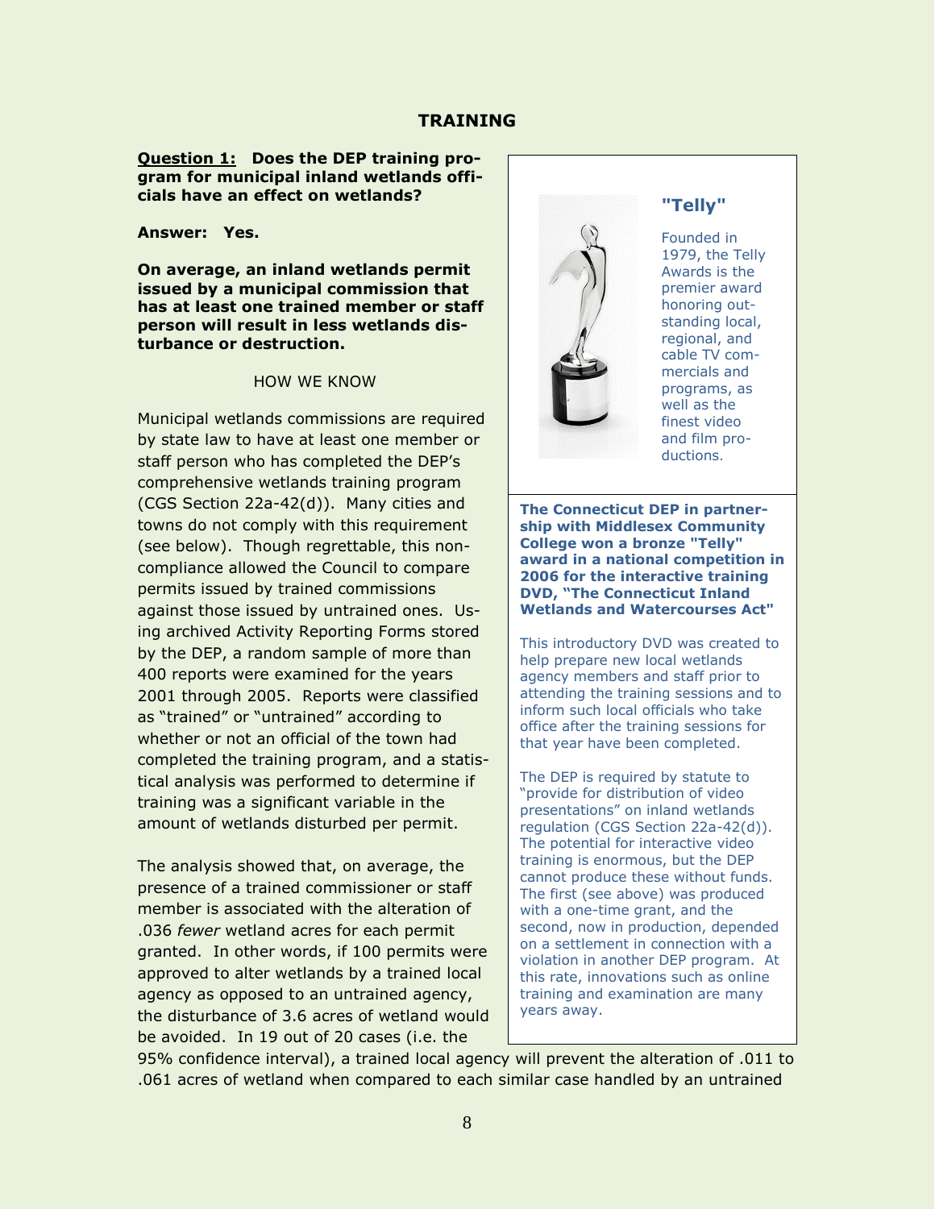## TRAINING

**Question 1: Does the DEP training program for municipal inland wetlands officials have an effect on wetlands?**

**Answer: Yes.**

**On average, an inland wetlands permit issued by a municipal commission that has at least one trained member or staff person will result in less wetlands disturbance or destruction.**

HOW WE KNOW

Municipal wetlands commissions are required by state law to have at least one member or staff person who has completed the DEP's comprehensive wetlands training program (CGS Section 22a-42(d)). Many cities and towns do not comply with this requirement (see below). Though regrettable, this non-compliance allowed the Council to compare permits issued by trained commissions against those issued by untrained ones. Using archived Activity Reporting Forms stored by the DEP, a random sample of more than 400 reports were examined for the years 2001 through 2005. Reports were classified as "trained" or "untrained" according to whether or not an official of the town had completed the training program, and a statistical analysis was performed to determine if training was a significant variable in the amount of wetlands disturbed per permit.

The analysis showed that, on average, the presence of a trained commissioner or staff member is associated with the alteration of .036 *fewer* wetland acres for each permit granted. In other words, if 100 permits were approved to alter wetlands by a trained local agency as opposed to an untrained agency, the disturbance of 3.6 acres of wetland would be avoided. In 19 out of 20 cases (i.e. the 95% confidence interval), a trained local agency will prevent the alteration of .011 to .061 acres of wetland when compared to each similar case handled by an untrained

### "Telly"

Founded in 1979, the Telly Awards is the premier award honoring outstanding local, regional, and cable TV commercials and programs, as well as the finest video and film productions.

**The Connecticut DEP in partnership with Middlesex Community College won a bronze "Telly" award in a national competition in 2006 for the interactive training DVD, "The Connecticut Inland Wetlands and Watercourses Act"**

This introductory DVD was created to help prepare new local wetlands agency members and staff prior to attending the training sessions and to inform such local officials who take office after the training sessions for that year have been completed.

The DEP is required by statute to "provide for distribution of video presentations" on inland wetlands regulation (CGS Section 22a-42(d)). The potential for interactive video training is enormous, but the DEP cannot produce these without funds. The first (see above) was produced with a one-time grant, and the second, now in production, depended on a settlement in connection with a violation in another DEP program. At this rate, innovations such as online training and examination are many years away.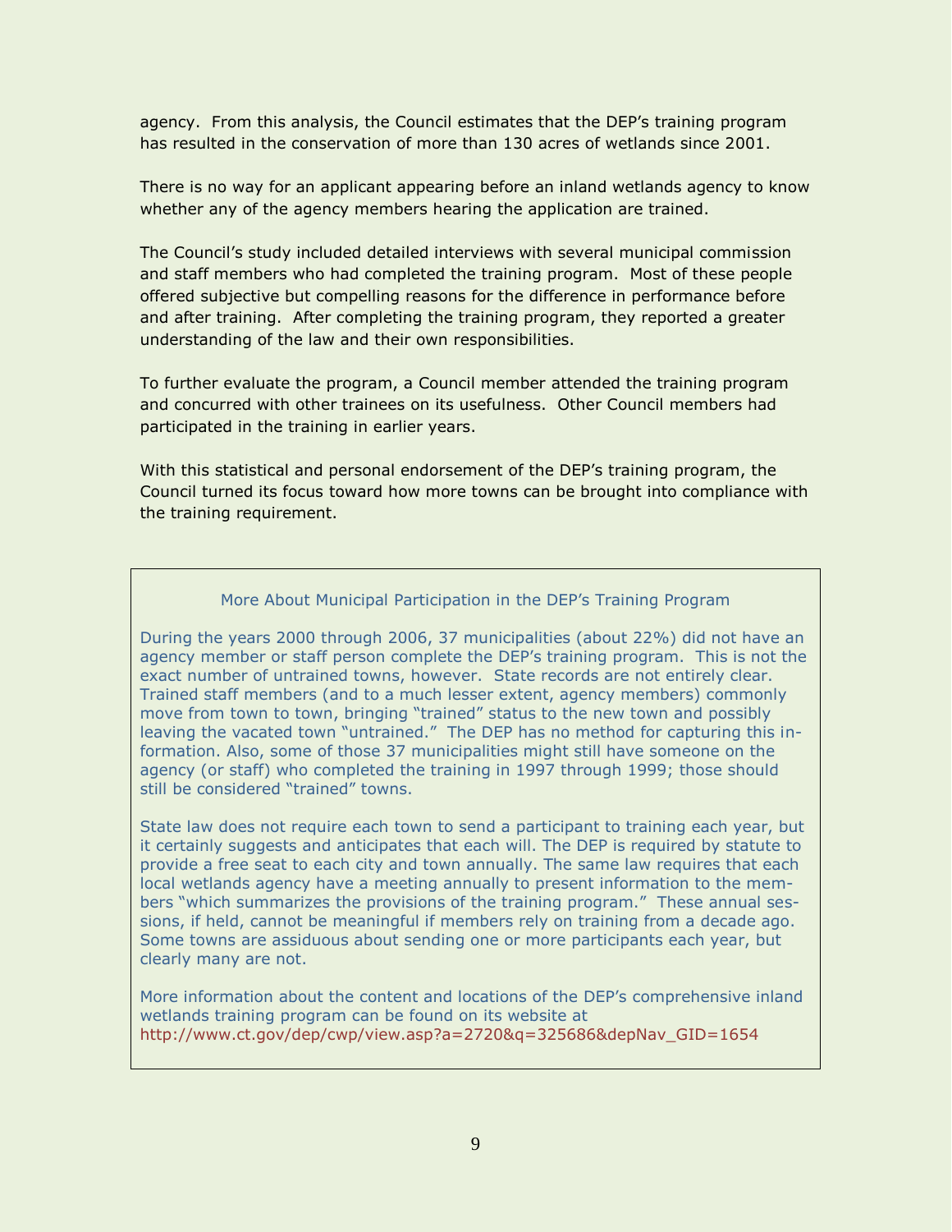agency. From this analysis, the Council estimates that the DEP's training program has resulted in the conservation of more than 130 acres of wetlands since 2001.

There is no way for an applicant appearing before an inland wetlands agency to know whether any of the agency members hearing the application are trained.

The Council's study included detailed interviews with several municipal commission and staff members who had completed the training program. Most of these people offered subjective but compelling reasons for the difference in performance before and after training. After completing the training program, they reported a greater understanding of the law and their own responsibilities.

To further evaluate the program, a Council member attended the training program and concurred with other trainees on its usefulness. Other Council members had participated in the training in earlier years.

With this statistical and personal endorsement of the DEP's training program, the Council turned its focus toward how more towns can be brought into compliance with the training requirement.

### More About Municipal Participation in the DEP's Training Program

During the years 2000 through 2006, 37 municipalities (about 22%) did not have an agency member or staff person complete the DEP's training program. This is not the exact number of untrained towns, however. State records are not entirely clear. Trained staff members (and to a much lesser extent, agency members) commonly move from town to town, bringing "trained" status to the new town and possibly leaving the vacated town "untrained." The DEP has no method for capturing this information. Also, some of those 37 municipalities might still have someone on the agency (or staff) who completed the training in 1997 through 1999; those should still be considered "trained" towns.

State law does not require each town to send a participant to training each year, but it certainly suggests and anticipates that each will. The DEP is required by statute to provide a free seat to each city and town annually. The same law requires that each local wetlands agency have a meeting annually to present information to the members "which summarizes the provisions of the training program." These annual sessions, if held, cannot be meaningful if members rely on training from a decade ago. Some towns are assiduous about sending one or more participants each year, but clearly many are not.

More information about the content and locations of the DEP's comprehensive inland wetlands training program can be found on its website at http://www.ct.gov/dep/cwp/view.asp?a=2720&q=325686&depNav_GID=1654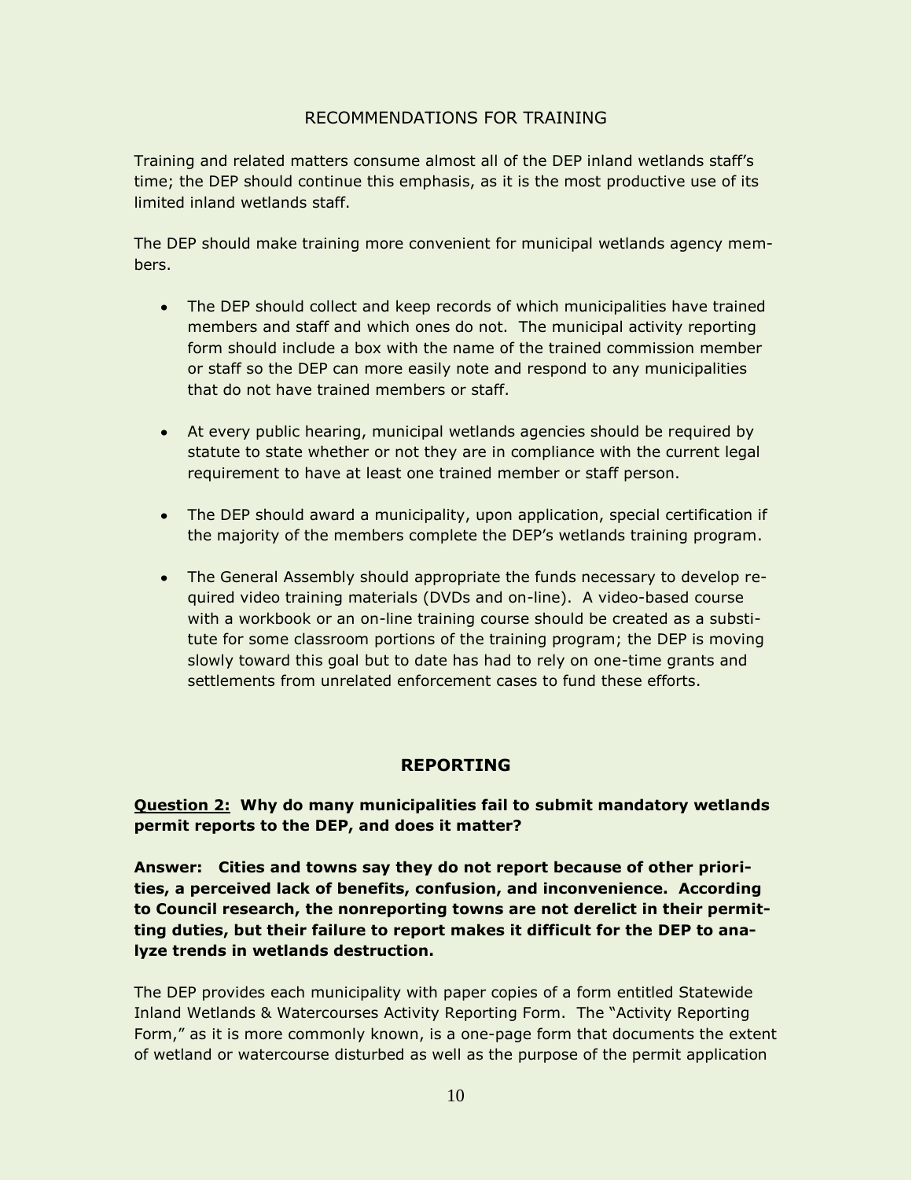## RECOMMENDATIONS FOR TRAINING

Training and related matters consume almost all of the DEP inland wetlands staff's time; the DEP should continue this emphasis, as it is the most productive use of its limited inland wetlands staff.

The DEP should make training more convenient for municipal wetlands agency members.

- The DEP should collect and keep records of which municipalities have trained members and staff and which ones do not. The municipal activity reporting form should include a box with the name of the trained commission member or staff so the DEP can more easily note and respond to any municipalities that do not have trained members or staff.
- At every public hearing, municipal wetlands agencies should be required by statute to state whether or not they are in compliance with the current legal requirement to have at least one trained member or staff person.
- The DEP should award a municipality, upon application, special certification if the majority of the members complete the DEP's wetlands training program.
- The General Assembly should appropriate the funds necessary to develop required video training materials (DVDs and on-line). A video-based course with a workbook or an on-line training course should be created as a substitute for some classroom portions of the training program; the DEP is moving slowly toward this goal but to date has had to rely on one-time grants and settlements from unrelated enforcement cases to fund these efforts.

## REPORTING

**<u>Question 2:</u> Why do many municipalities fail to submit mandatory wetlands permit reports to the DEP, and does it matter?**

**Answer: Cities and towns say they do not report because of other priorities, a perceived lack of benefits, confusion, and inconvenience. According to Council research, the nonreporting towns are not derelict in their permitting duties, but their failure to report makes it difficult for the DEP to analyze trends in wetlands destruction.**

The DEP provides each municipality with paper copies of a form entitled Statewide Inland Wetlands & Watercourses Activity Reporting Form. The "Activity Reporting Form," as it is more commonly known, is a one-page form that documents the extent of wetland or watercourse disturbed as well as the purpose of the permit application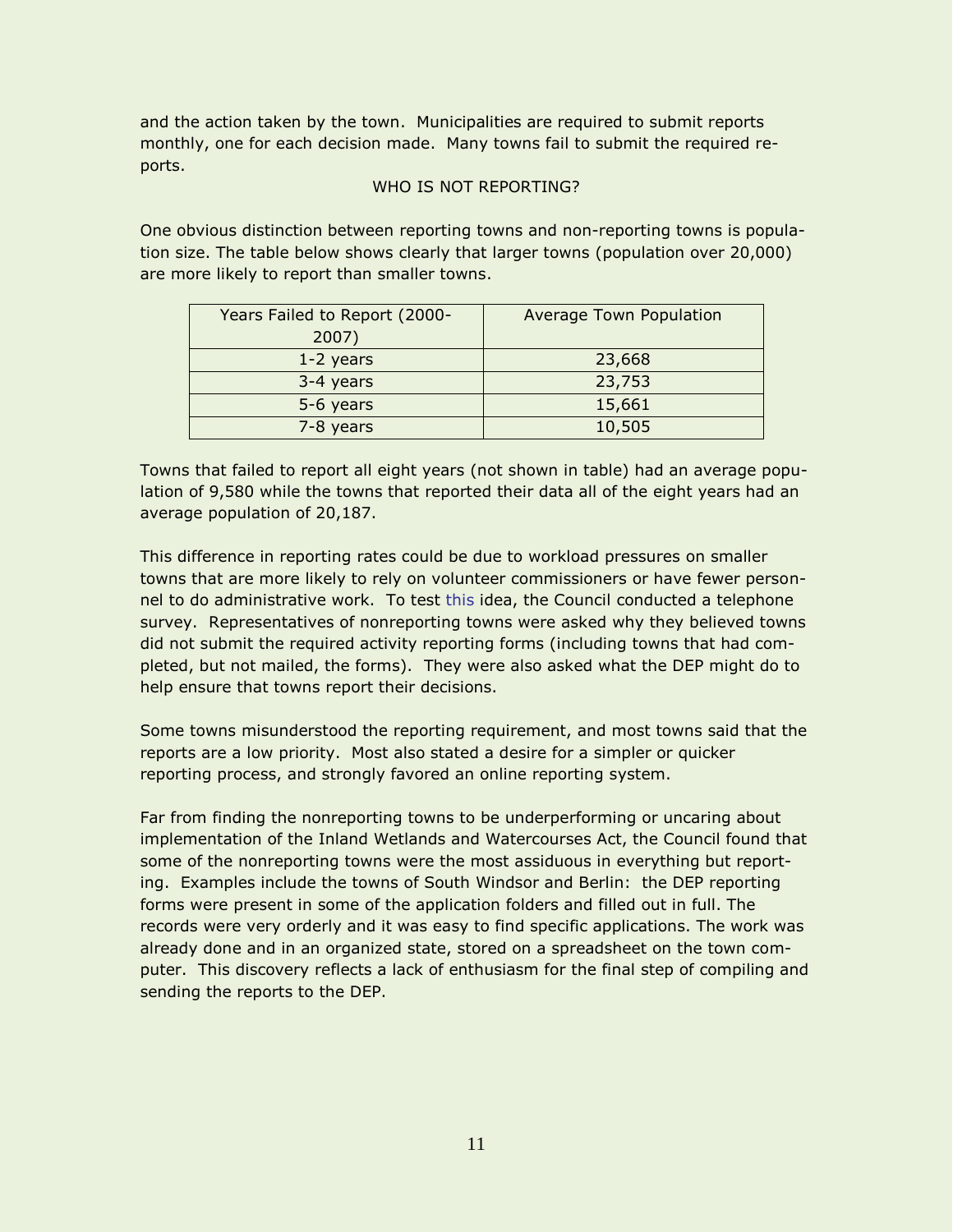and the action taken by the town. Municipalities are required to submit reports monthly, one for each decision made. Many towns fail to submit the required reports.

## WHO IS NOT REPORTING?

One obvious distinction between reporting towns and non-reporting towns is population size. The table below shows clearly that larger towns (population over 20,000) are more likely to report than smaller towns.

| Years Failed to Report (2000-2007) | Average Town Population |
|---|---|
| 1-2 years | 23,668 |
| 3-4 years | 23,753 |
| 5-6 years | 15,661 |
| 7-8 years | 10,505 |

Towns that failed to report all eight years (not shown in table) had an average population of 9,580 while the towns that reported their data all of the eight years had an average population of 20,187.

This difference in reporting rates could be due to workload pressures on smaller towns that are more likely to rely on volunteer commissioners or have fewer personnel to do administrative work. To test this idea, the Council conducted a telephone survey. Representatives of nonreporting towns were asked why they believed towns did not submit the required activity reporting forms (including towns that had completed, but not mailed, the forms). They were also asked what the DEP might do to help ensure that towns report their decisions.

Some towns misunderstood the reporting requirement, and most towns said that the reports are a low priority. Most also stated a desire for a simpler or quicker reporting process, and strongly favored an online reporting system.

Far from finding the nonreporting towns to be underperforming or uncaring about implementation of the Inland Wetlands and Watercourses Act, the Council found that some of the nonreporting towns were the most assiduous in everything but reporting. Examples include the towns of South Windsor and Berlin: the DEP reporting forms were present in some of the application folders and filled out in full. The records were very orderly and it was easy to find specific applications. The work was already done and in an organized state, stored on a spreadsheet on the town computer. This discovery reflects a lack of enthusiasm for the final step of compiling and sending the reports to the DEP.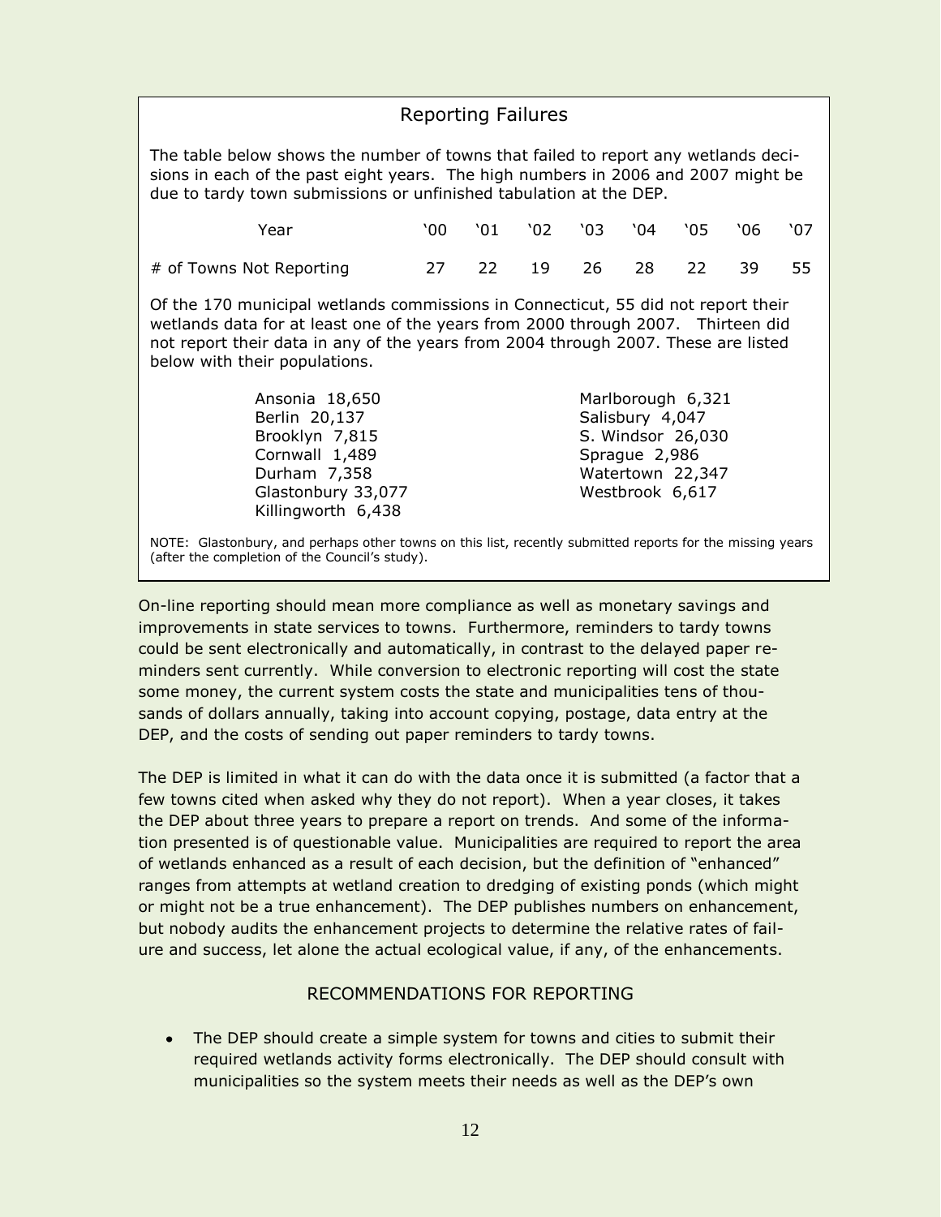## Reporting Failures

The table below shows the number of towns that failed to report any wetlands decisions in each of the past eight years. The high numbers in 2006 and 2007 might be due to tardy town submissions or unfinished tabulation at the DEP.

| Year | '00 | '01 | '02 | '03 | '04 | '05 | '06 | '07 |
|---|---|---|---|---|---|---|---|---|
| # of Towns Not Reporting | 27 | 22 | 19 | 26 | 28 | 22 | 39 | 55 |

Of the 170 municipal wetlands commissions in Connecticut, 55 did not report their wetlands data for at least one of the years from 2000 through 2007. Thirteen did not report their data in any of the years from 2004 through 2007. These are listed below with their populations.

- Ansonia 18,650
- Berlin 20,137
- Brooklyn 7,815
- Cornwall 1,489
- Durham 7,358
- Glastonbury 33,077
- Killingworth 6,438
- Marlborough 6,321
- Salisbury 4,047
- S. Windsor 26,030
- Sprague 2,986
- Watertown 22,347
- Westbrook 6,617

NOTE: Glastonbury, and perhaps other towns on this list, recently submitted reports for the missing years (after the completion of the Council's study).

On-line reporting should mean more compliance as well as monetary savings and improvements in state services to towns. Furthermore, reminders to tardy towns could be sent electronically and automatically, in contrast to the delayed paper reminders sent currently. While conversion to electronic reporting will cost the state some money, the current system costs the state and municipalities tens of thousands of dollars annually, taking into account copying, postage, data entry at the DEP, and the costs of sending out paper reminders to tardy towns.

The DEP is limited in what it can do with the data once it is submitted (a factor that a few towns cited when asked why they do not report). When a year closes, it takes the DEP about three years to prepare a report on trends. And some of the information presented is of questionable value. Municipalities are required to report the area of wetlands enhanced as a result of each decision, but the definition of "enhanced" ranges from attempts at wetland creation to dredging of existing ponds (which might or might not be a true enhancement). The DEP publishes numbers on enhancement, but nobody audits the enhancement projects to determine the relative rates of failure and success, let alone the actual ecological value, if any, of the enhancements.

### RECOMMENDATIONS FOR REPORTING

- The DEP should create a simple system for towns and cities to submit their required wetlands activity forms electronically. The DEP should consult with municipalities so the system meets their needs as well as the DEP's own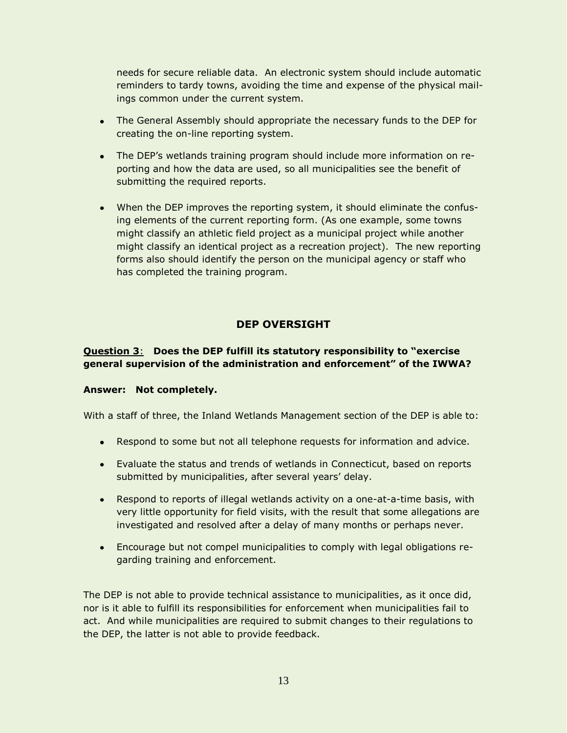needs for secure reliable data. An electronic system should include automatic reminders to tardy towns, avoiding the time and expense of the physical mailings common under the current system.

- The General Assembly should appropriate the necessary funds to the DEP for creating the on-line reporting system.
- The DEP's wetlands training program should include more information on reporting and how the data are used, so all municipalities see the benefit of submitting the required reports.
- When the DEP improves the reporting system, it should eliminate the confusing elements of the current reporting form. (As one example, some towns might classify an athletic field project as a municipal project while another might classify an identical project as a recreation project). The new reporting forms also should identify the person on the municipal agency or staff who has completed the training program.

## DEP OVERSIGHT

**<u>Question 3</u>: Does the DEP fulfill its statutory responsibility to "exercise general supervision of the administration and enforcement" of the IWWA?**

**Answer: Not completely.**

With a staff of three, the Inland Wetlands Management section of the DEP is able to:

- Respond to some but not all telephone requests for information and advice.
- Evaluate the status and trends of wetlands in Connecticut, based on reports submitted by municipalities, after several years' delay.
- Respond to reports of illegal wetlands activity on a one-at-a-time basis, with very little opportunity for field visits, with the result that some allegations are investigated and resolved after a delay of many months or perhaps never.
- Encourage but not compel municipalities to comply with legal obligations regarding training and enforcement.

The DEP is not able to provide technical assistance to municipalities, as it once did, nor is it able to fulfill its responsibilities for enforcement when municipalities fail to act. And while municipalities are required to submit changes to their regulations to the DEP, the latter is not able to provide feedback.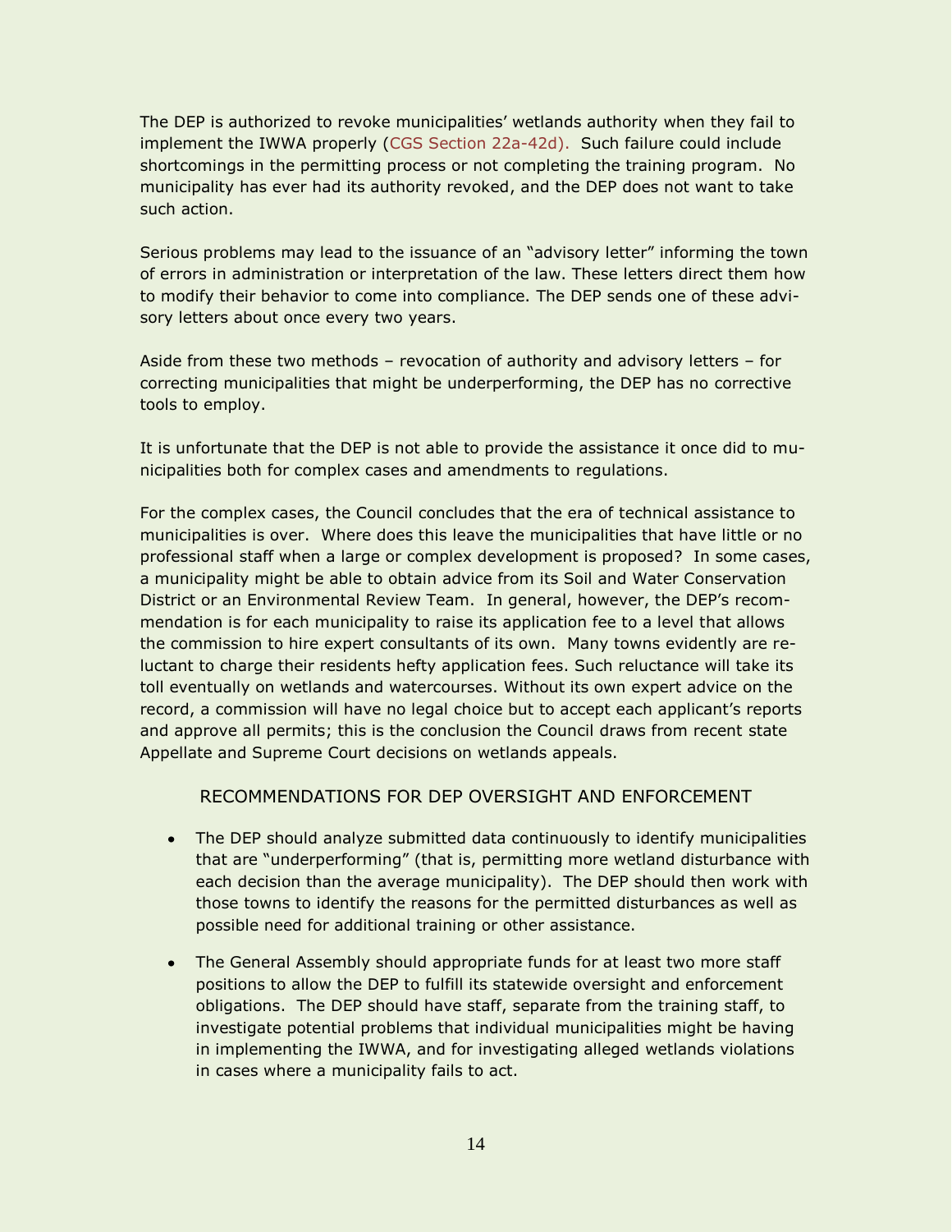The DEP is authorized to revoke municipalities' wetlands authority when they fail to implement the IWWA properly (CGS Section 22a-42d). Such failure could include shortcomings in the permitting process or not completing the training program. No municipality has ever had its authority revoked, and the DEP does not want to take such action.

Serious problems may lead to the issuance of an "advisory letter" informing the town of errors in administration or interpretation of the law. These letters direct them how to modify their behavior to come into compliance. The DEP sends one of these advisory letters about once every two years.

Aside from these two methods – revocation of authority and advisory letters – for correcting municipalities that might be underperforming, the DEP has no corrective tools to employ.

It is unfortunate that the DEP is not able to provide the assistance it once did to municipalities both for complex cases and amendments to regulations.

For the complex cases, the Council concludes that the era of technical assistance to municipalities is over. Where does this leave the municipalities that have little or no professional staff when a large or complex development is proposed? In some cases, a municipality might be able to obtain advice from its Soil and Water Conservation District or an Environmental Review Team. In general, however, the DEP's recommendation is for each municipality to raise its application fee to a level that allows the commission to hire expert consultants of its own. Many towns evidently are reluctant to charge their residents hefty application fees. Such reluctance will take its toll eventually on wetlands and watercourses. Without its own expert advice on the record, a commission will have no legal choice but to accept each applicant's reports and approve all permits; this is the conclusion the Council draws from recent state Appellate and Supreme Court decisions on wetlands appeals.

### RECOMMENDATIONS FOR DEP OVERSIGHT AND ENFORCEMENT

- The DEP should analyze submitted data continuously to identify municipalities that are "underperforming" (that is, permitting more wetland disturbance with each decision than the average municipality). The DEP should then work with those towns to identify the reasons for the permitted disturbances as well as possible need for additional training or other assistance.
- The General Assembly should appropriate funds for at least two more staff positions to allow the DEP to fulfill its statewide oversight and enforcement obligations. The DEP should have staff, separate from the training staff, to investigate potential problems that individual municipalities might be having in implementing the IWWA, and for investigating alleged wetlands violations in cases where a municipality fails to act.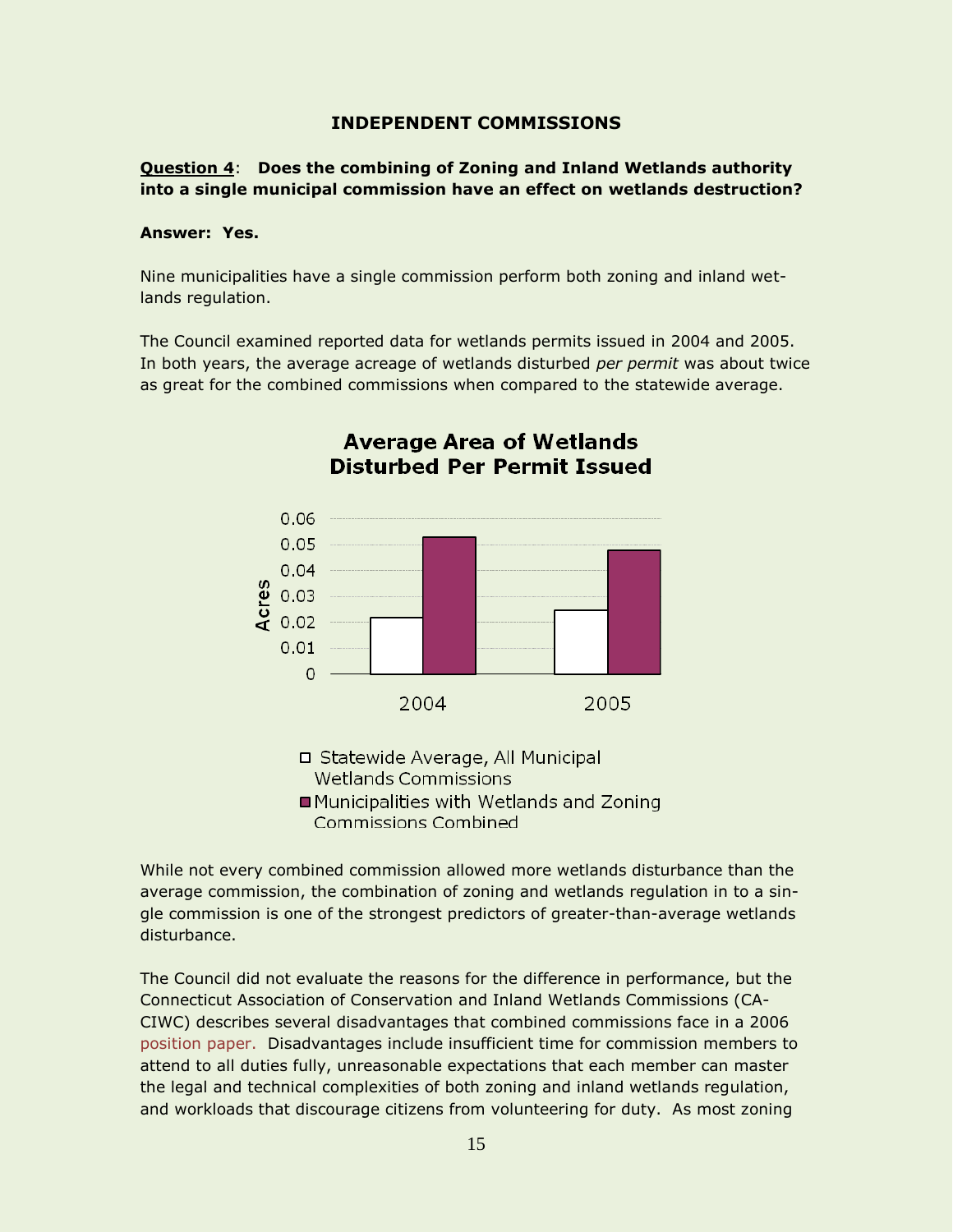## INDEPENDENT COMMISSIONS

**Question 4**: **Does the combining of Zoning and Inland Wetlands authority into a single municipal commission have an effect on wetlands destruction?**

**Answer: Yes.**

Nine municipalities have a single commission perform both zoning and inland wetlands regulation.

The Council examined reported data for wetlands permits issued in 2004 and 2005. In both years, the average acreage of wetlands disturbed *per permit* was about twice as great for the combined commissions when compared to the statewide average.

**Average Area of Wetlands Disturbed Per Permit Issued**

| Year | Statewide Average, All Municipal Wetlands Commissions (Acres) | Municipalities with Wetlands and Zoning Commissions Combined (Acres) |
|---|---|---|
| 2004 | ~0.022 | ~0.053 |
| 2005 | ~0.025 | ~0.048 |

While not every combined commission allowed more wetlands disturbance than the average commission, the combination of zoning and wetlands regulation in to a single commission is one of the strongest predictors of greater-than-average wetlands disturbance.

The Council did not evaluate the reasons for the difference in performance, but the Connecticut Association of Conservation and Inland Wetlands Commissions (CACIWC) describes several disadvantages that combined commissions face in a 2006 position paper. Disadvantages include insufficient time for commission members to attend to all duties fully, unreasonable expectations that each member can master the legal and technical complexities of both zoning and inland wetlands regulation, and workloads that discourage citizens from volunteering for duty. As most zoning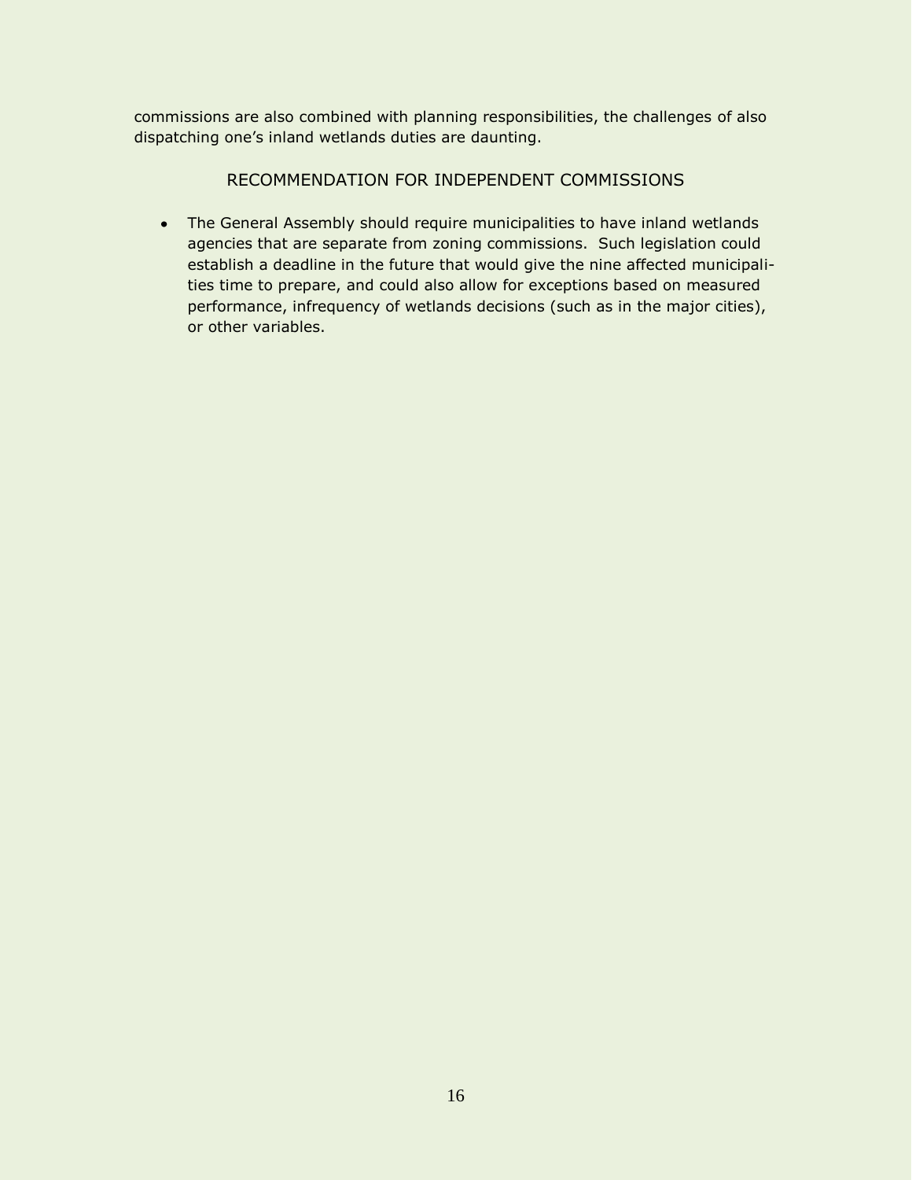commissions are also combined with planning responsibilities, the challenges of also dispatching one's inland wetlands duties are daunting.

## RECOMMENDATION FOR INDEPENDENT COMMISSIONS

- The General Assembly should require municipalities to have inland wetlands agencies that are separate from zoning commissions. Such legislation could establish a deadline in the future that would give the nine affected municipalities time to prepare, and could also allow for exceptions based on measured performance, infrequency of wetlands decisions (such as in the major cities), or other variables.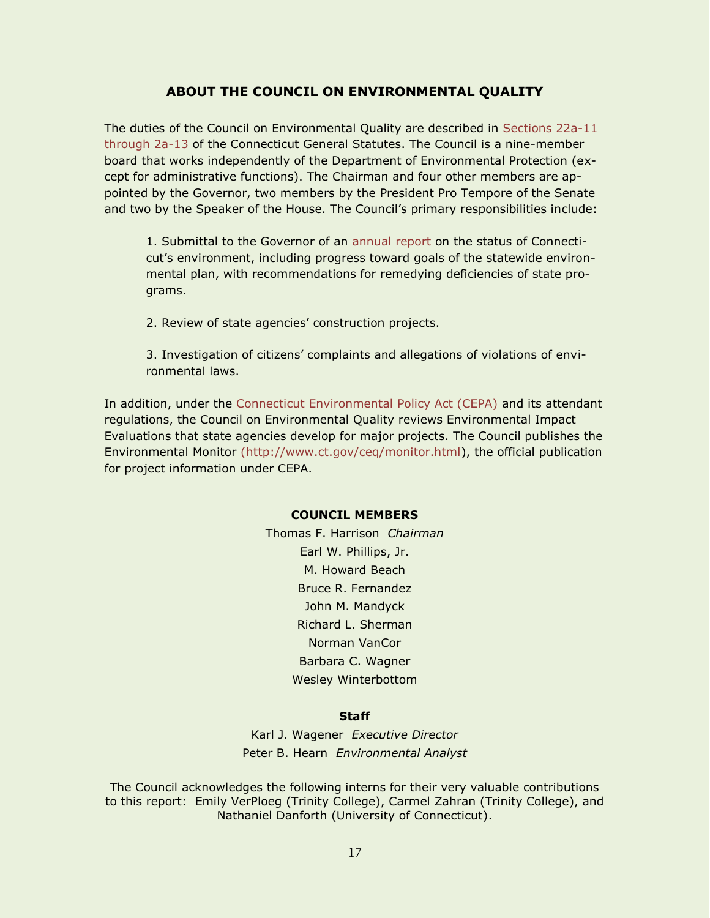## ABOUT THE COUNCIL ON ENVIRONMENTAL QUALITY

The duties of the Council on Environmental Quality are described in Sections 22a-11 through 2a-13 of the Connecticut General Statutes. The Council is a nine-member board that works independently of the Department of Environmental Protection (except for administrative functions). The Chairman and four other members are appointed by the Governor, two members by the President Pro Tempore of the Senate and two by the Speaker of the House. The Council's primary responsibilities include:

1. Submittal to the Governor of an annual report on the status of Connecticut's environment, including progress toward goals of the statewide environmental plan, with recommendations for remedying deficiencies of state programs.

2. Review of state agencies' construction projects.

3. Investigation of citizens' complaints and allegations of violations of environmental laws.

In addition, under the Connecticut Environmental Policy Act (CEPA) and its attendant regulations, the Council on Environmental Quality reviews Environmental Impact Evaluations that state agencies develop for major projects. The Council publishes the Environmental Monitor (http://www.ct.gov/ceq/monitor.html), the official publication for project information under CEPA.

### COUNCIL MEMBERS

Thomas F. Harrison *Chairman*
Earl W. Phillips, Jr.
M. Howard Beach
Bruce R. Fernandez
John M. Mandyck
Richard L. Sherman
Norman VanCor
Barbara C. Wagner
Wesley Winterbottom

### Staff

Karl J. Wagener *Executive Director*
Peter B. Hearn *Environmental Analyst*

The Council acknowledges the following interns for their very valuable contributions to this report: Emily VerPloeg (Trinity College), Carmel Zahran (Trinity College), and Nathaniel Danforth (University of Connecticut).